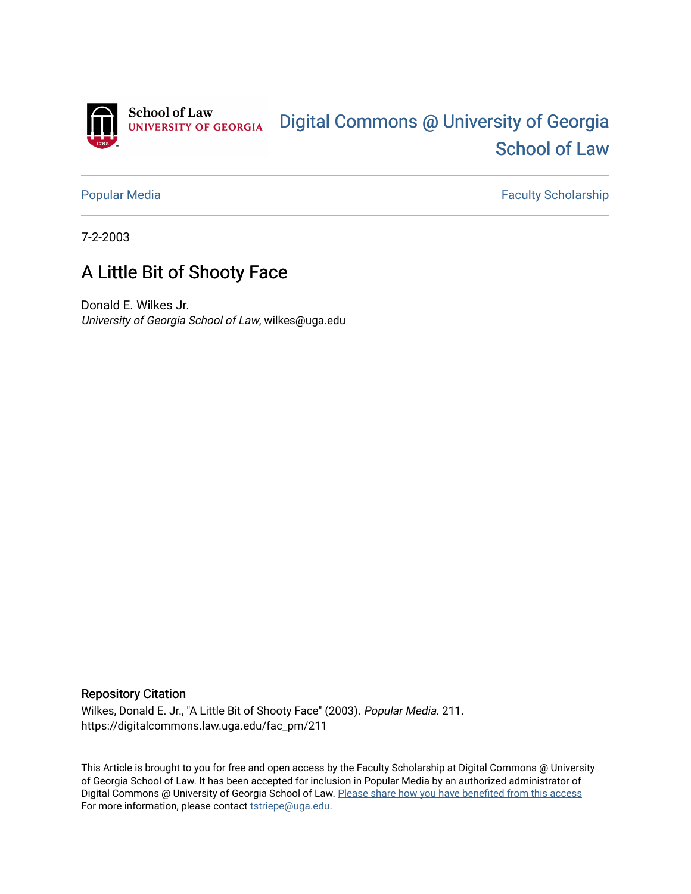Digital Commons @ University of Georgia School of Law

Popular Media

Faculty Scholarship

7-2-2003

# A Little Bit of Shooty Face

Donald E. Wilkes Jr.
*University of Georgia School of Law*, wilkes@uga.edu

## Repository Citation

Wilkes, Donald E. Jr., "A Little Bit of Shooty Face" (2003). *Popular Media*. 211.
https://digitalcommons.law.uga.edu/fac_pm/211

This Article is brought to you for free and open access by the Faculty Scholarship at Digital Commons @ University of Georgia School of Law. It has been accepted for inclusion in Popular Media by an authorized administrator of Digital Commons @ University of Georgia School of Law. Please share how you have benefited from this access
For more information, please contact tstriepe@uga.edu.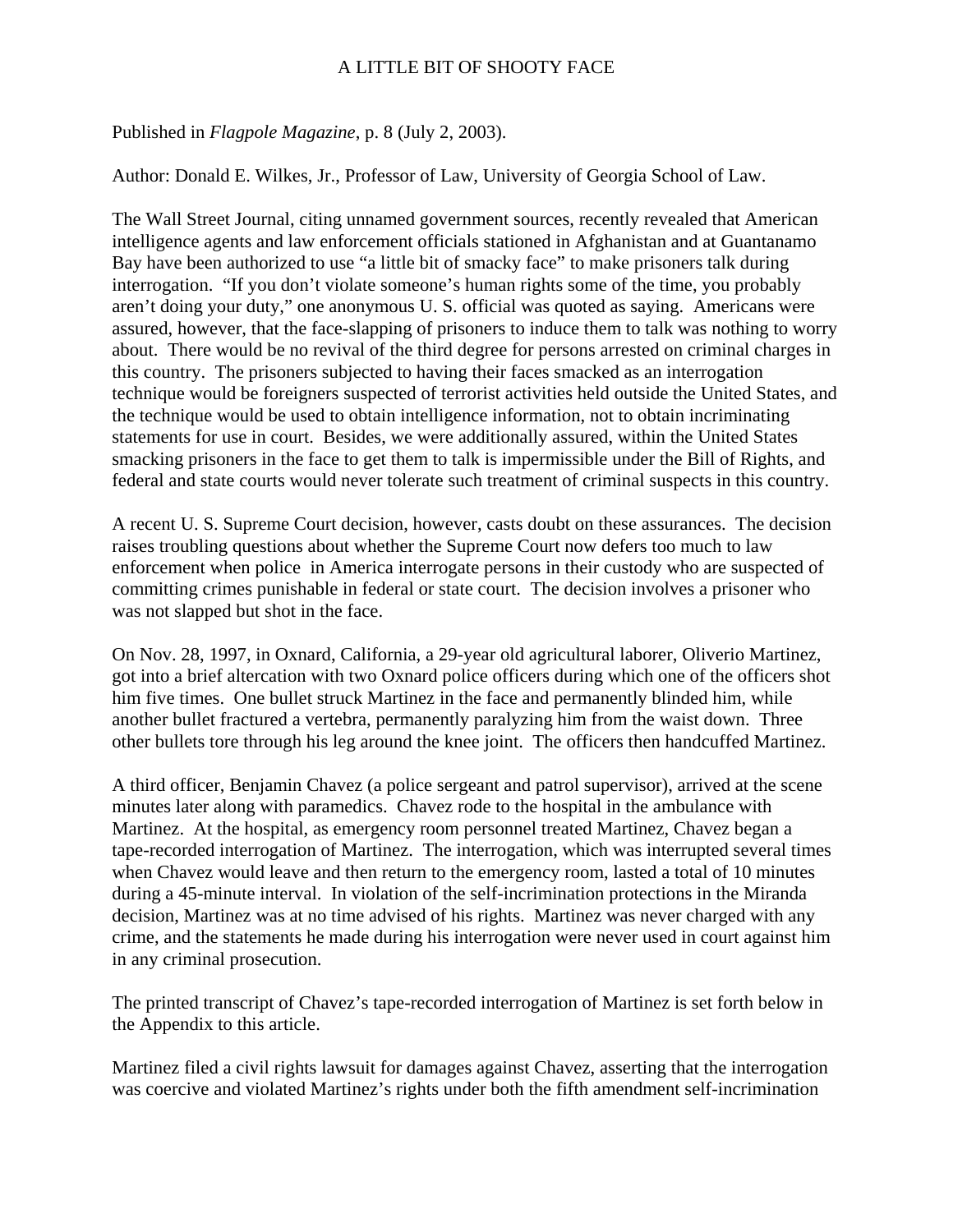A LITTLE BIT OF SHOOTY FACE

Published in *Flagpole Magazine*, p. 8 (July 2, 2003).

Author: Donald E. Wilkes, Jr., Professor of Law, University of Georgia School of Law.

The Wall Street Journal, citing unnamed government sources, recently revealed that American intelligence agents and law enforcement officials stationed in Afghanistan and at Guantanamo Bay have been authorized to use "a little bit of smacky face" to make prisoners talk during interrogation. "If you don't violate someone's human rights some of the time, you probably aren't doing your duty," one anonymous U. S. official was quoted as saying. Americans were assured, however, that the face-slapping of prisoners to induce them to talk was nothing to worry about. There would be no revival of the third degree for persons arrested on criminal charges in this country. The prisoners subjected to having their faces smacked as an interrogation technique would be foreigners suspected of terrorist activities held outside the United States, and the technique would be used to obtain intelligence information, not to obtain incriminating statements for use in court. Besides, we were additionally assured, within the United States smacking prisoners in the face to get them to talk is impermissible under the Bill of Rights, and federal and state courts would never tolerate such treatment of criminal suspects in this country.

A recent U. S. Supreme Court decision, however, casts doubt on these assurances. The decision raises troubling questions about whether the Supreme Court now defers too much to law enforcement when police in America interrogate persons in their custody who are suspected of committing crimes punishable in federal or state court. The decision involves a prisoner who was not slapped but shot in the face.

On Nov. 28, 1997, in Oxnard, California, a 29-year old agricultural laborer, Oliverio Martinez, got into a brief altercation with two Oxnard police officers during which one of the officers shot him five times. One bullet struck Martinez in the face and permanently blinded him, while another bullet fractured a vertebra, permanently paralyzing him from the waist down. Three other bullets tore through his leg around the knee joint. The officers then handcuffed Martinez.

A third officer, Benjamin Chavez (a police sergeant and patrol supervisor), arrived at the scene minutes later along with paramedics. Chavez rode to the hospital in the ambulance with Martinez. At the hospital, as emergency room personnel treated Martinez, Chavez began a tape-recorded interrogation of Martinez. The interrogation, which was interrupted several times when Chavez would leave and then return to the emergency room, lasted a total of 10 minutes during a 45-minute interval. In violation of the self-incrimination protections in the Miranda decision, Martinez was at no time advised of his rights. Martinez was never charged with any crime, and the statements he made during his interrogation were never used in court against him in any criminal prosecution.

The printed transcript of Chavez's tape-recorded interrogation of Martinez is set forth below in the Appendix to this article.

Martinez filed a civil rights lawsuit for damages against Chavez, asserting that the interrogation was coercive and violated Martinez's rights under both the fifth amendment self-incrimination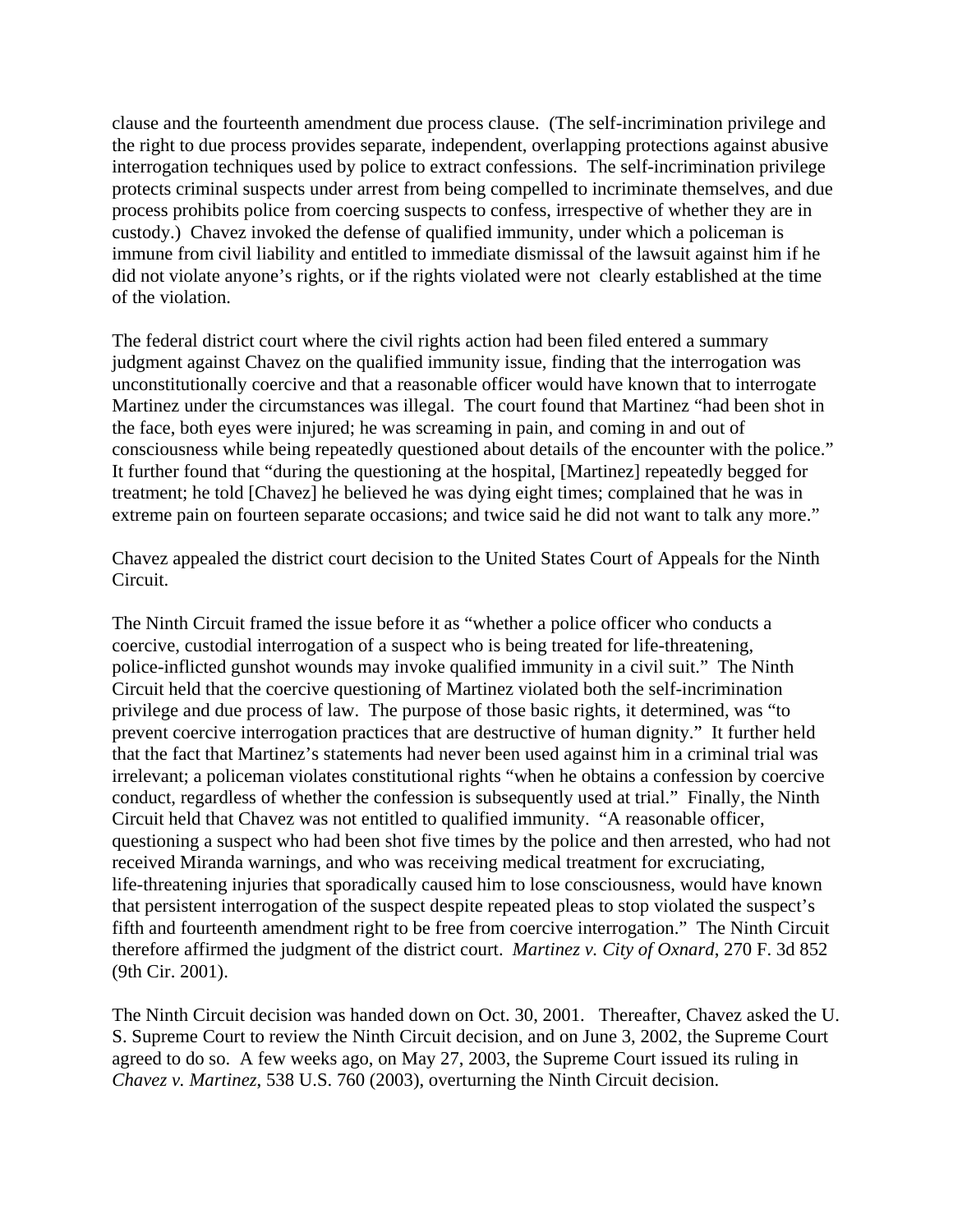clause and the fourteenth amendment due process clause. (The self-incrimination privilege and the right to due process provides separate, independent, overlapping protections against abusive interrogation techniques used by police to extract confessions. The self-incrimination privilege protects criminal suspects under arrest from being compelled to incriminate themselves, and due process prohibits police from coercing suspects to confess, irrespective of whether they are in custody.) Chavez invoked the defense of qualified immunity, under which a policeman is immune from civil liability and entitled to immediate dismissal of the lawsuit against him if he did not violate anyone's rights, or if the rights violated were not clearly established at the time of the violation.

The federal district court where the civil rights action had been filed entered a summary judgment against Chavez on the qualified immunity issue, finding that the interrogation was unconstitutionally coercive and that a reasonable officer would have known that to interrogate Martinez under the circumstances was illegal. The court found that Martinez "had been shot in the face, both eyes were injured; he was screaming in pain, and coming in and out of consciousness while being repeatedly questioned about details of the encounter with the police." It further found that "during the questioning at the hospital, [Martinez] repeatedly begged for treatment; he told [Chavez] he believed he was dying eight times; complained that he was in extreme pain on fourteen separate occasions; and twice said he did not want to talk any more."

Chavez appealed the district court decision to the United States Court of Appeals for the Ninth Circuit.

The Ninth Circuit framed the issue before it as "whether a police officer who conducts a coercive, custodial interrogation of a suspect who is being treated for life-threatening, police-inflicted gunshot wounds may invoke qualified immunity in a civil suit." The Ninth Circuit held that the coercive questioning of Martinez violated both the self-incrimination privilege and due process of law. The purpose of those basic rights, it determined, was "to prevent coercive interrogation practices that are destructive of human dignity." It further held that the fact that Martinez's statements had never been used against him in a criminal trial was irrelevant; a policeman violates constitutional rights "when he obtains a confession by coercive conduct, regardless of whether the confession is subsequently used at trial." Finally, the Ninth Circuit held that Chavez was not entitled to qualified immunity. "A reasonable officer, questioning a suspect who had been shot five times by the police and then arrested, who had not received Miranda warnings, and who was receiving medical treatment for excruciating, life-threatening injuries that sporadically caused him to lose consciousness, would have known that persistent interrogation of the suspect despite repeated pleas to stop violated the suspect's fifth and fourteenth amendment right to be free from coercive interrogation." The Ninth Circuit therefore affirmed the judgment of the district court. *Martinez v. City of Oxnard*, 270 F. 3d 852 (9th Cir. 2001).

The Ninth Circuit decision was handed down on Oct. 30, 2001. Thereafter, Chavez asked the U. S. Supreme Court to review the Ninth Circuit decision, and on June 3, 2002, the Supreme Court agreed to do so. A few weeks ago, on May 27, 2003, the Supreme Court issued its ruling in *Chavez v. Martinez*, 538 U.S. 760 (2003), overturning the Ninth Circuit decision.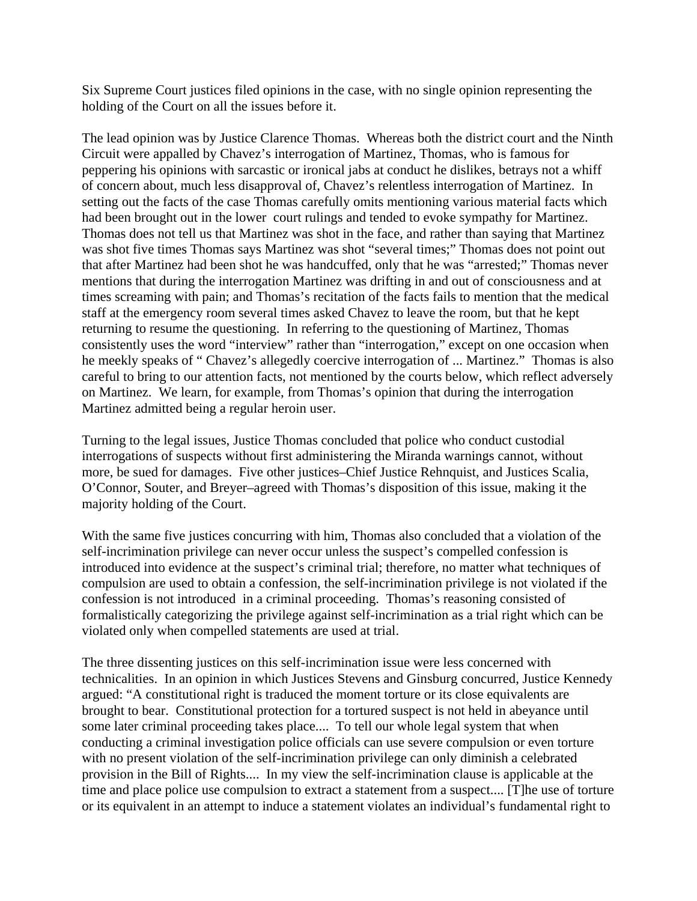Six Supreme Court justices filed opinions in the case, with no single opinion representing the holding of the Court on all the issues before it.

The lead opinion was by Justice Clarence Thomas. Whereas both the district court and the Ninth Circuit were appalled by Chavez's interrogation of Martinez, Thomas, who is famous for peppering his opinions with sarcastic or ironical jabs at conduct he dislikes, betrays not a whiff of concern about, much less disapproval of, Chavez's relentless interrogation of Martinez. In setting out the facts of the case Thomas carefully omits mentioning various material facts which had been brought out in the lower court rulings and tended to evoke sympathy for Martinez. Thomas does not tell us that Martinez was shot in the face, and rather than saying that Martinez was shot five times Thomas says Martinez was shot "several times;" Thomas does not point out that after Martinez had been shot he was handcuffed, only that he was "arrested;" Thomas never mentions that during the interrogation Martinez was drifting in and out of consciousness and at times screaming with pain; and Thomas's recitation of the facts fails to mention that the medical staff at the emergency room several times asked Chavez to leave the room, but that he kept returning to resume the questioning. In referring to the questioning of Martinez, Thomas consistently uses the word "interview" rather than "interrogation," except on one occasion when he meekly speaks of " Chavez's allegedly coercive interrogation of ... Martinez." Thomas is also careful to bring to our attention facts, not mentioned by the courts below, which reflect adversely on Martinez. We learn, for example, from Thomas's opinion that during the interrogation Martinez admitted being a regular heroin user.

Turning to the legal issues, Justice Thomas concluded that police who conduct custodial interrogations of suspects without first administering the Miranda warnings cannot, without more, be sued for damages. Five other justices–Chief Justice Rehnquist, and Justices Scalia, O'Connor, Souter, and Breyer–agreed with Thomas's disposition of this issue, making it the majority holding of the Court.

With the same five justices concurring with him, Thomas also concluded that a violation of the self-incrimination privilege can never occur unless the suspect's compelled confession is introduced into evidence at the suspect's criminal trial; therefore, no matter what techniques of compulsion are used to obtain a confession, the self-incrimination privilege is not violated if the confession is not introduced in a criminal proceeding. Thomas's reasoning consisted of formalistically categorizing the privilege against self-incrimination as a trial right which can be violated only when compelled statements are used at trial.

The three dissenting justices on this self-incrimination issue were less concerned with technicalities. In an opinion in which Justices Stevens and Ginsburg concurred, Justice Kennedy argued: "A constitutional right is traduced the moment torture or its close equivalents are brought to bear. Constitutional protection for a tortured suspect is not held in abeyance until some later criminal proceeding takes place.... To tell our whole legal system that when conducting a criminal investigation police officials can use severe compulsion or even torture with no present violation of the self-incrimination privilege can only diminish a celebrated provision in the Bill of Rights.... In my view the self-incrimination clause is applicable at the time and place police use compulsion to extract a statement from a suspect.... [T]he use of torture or its equivalent in an attempt to induce a statement violates an individual's fundamental right to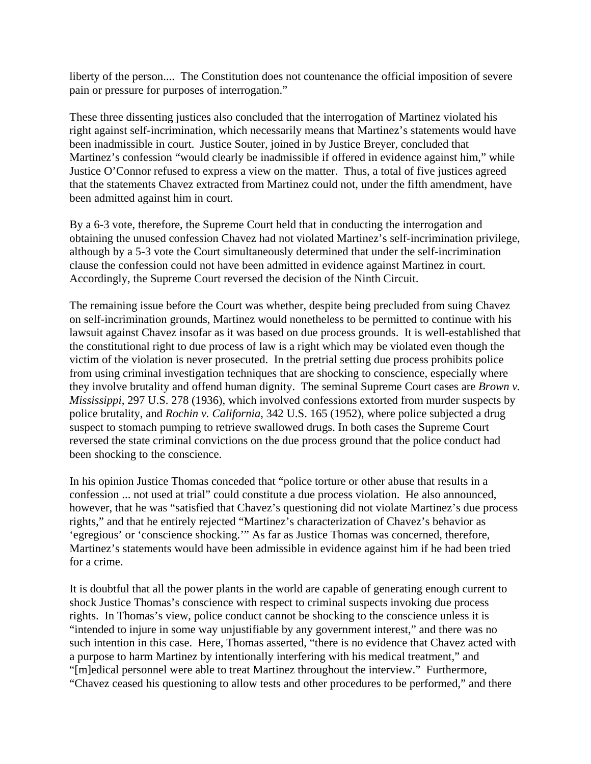liberty of the person.... The Constitution does not countenance the official imposition of severe pain or pressure for purposes of interrogation."

These three dissenting justices also concluded that the interrogation of Martinez violated his right against self-incrimination, which necessarily means that Martinez's statements would have been inadmissible in court. Justice Souter, joined in by Justice Breyer, concluded that Martinez's confession "would clearly be inadmissible if offered in evidence against him," while Justice O'Connor refused to express a view on the matter. Thus, a total of five justices agreed that the statements Chavez extracted from Martinez could not, under the fifth amendment, have been admitted against him in court.

By a 6-3 vote, therefore, the Supreme Court held that in conducting the interrogation and obtaining the unused confession Chavez had not violated Martinez's self-incrimination privilege, although by a 5-3 vote the Court simultaneously determined that under the self-incrimination clause the confession could not have been admitted in evidence against Martinez in court. Accordingly, the Supreme Court reversed the decision of the Ninth Circuit.

The remaining issue before the Court was whether, despite being precluded from suing Chavez on self-incrimination grounds, Martinez would nonetheless to be permitted to continue with his lawsuit against Chavez insofar as it was based on due process grounds. It is well-established that the constitutional right to due process of law is a right which may be violated even though the victim of the violation is never prosecuted. In the pretrial setting due process prohibits police from using criminal investigation techniques that are shocking to conscience, especially where they involve brutality and offend human dignity. The seminal Supreme Court cases are *Brown v. Mississippi*, 297 U.S. 278 (1936), which involved confessions extorted from murder suspects by police brutality, and *Rochin v. California*, 342 U.S. 165 (1952), where police subjected a drug suspect to stomach pumping to retrieve swallowed drugs. In both cases the Supreme Court reversed the state criminal convictions on the due process ground that the police conduct had been shocking to the conscience.

In his opinion Justice Thomas conceded that "police torture or other abuse that results in a confession ... not used at trial" could constitute a due process violation. He also announced, however, that he was "satisfied that Chavez's questioning did not violate Martinez's due process rights," and that he entirely rejected "Martinez's characterization of Chavez's behavior as 'egregious' or 'conscience shocking.'" As far as Justice Thomas was concerned, therefore, Martinez's statements would have been admissible in evidence against him if he had been tried for a crime.

It is doubtful that all the power plants in the world are capable of generating enough current to shock Justice Thomas's conscience with respect to criminal suspects invoking due process rights. In Thomas's view, police conduct cannot be shocking to the conscience unless it is "intended to injure in some way unjustifiable by any government interest," and there was no such intention in this case. Here, Thomas asserted, "there is no evidence that Chavez acted with a purpose to harm Martinez by intentionally interfering with his medical treatment," and "[m]edical personnel were able to treat Martinez throughout the interview." Furthermore, "Chavez ceased his questioning to allow tests and other procedures to be performed," and there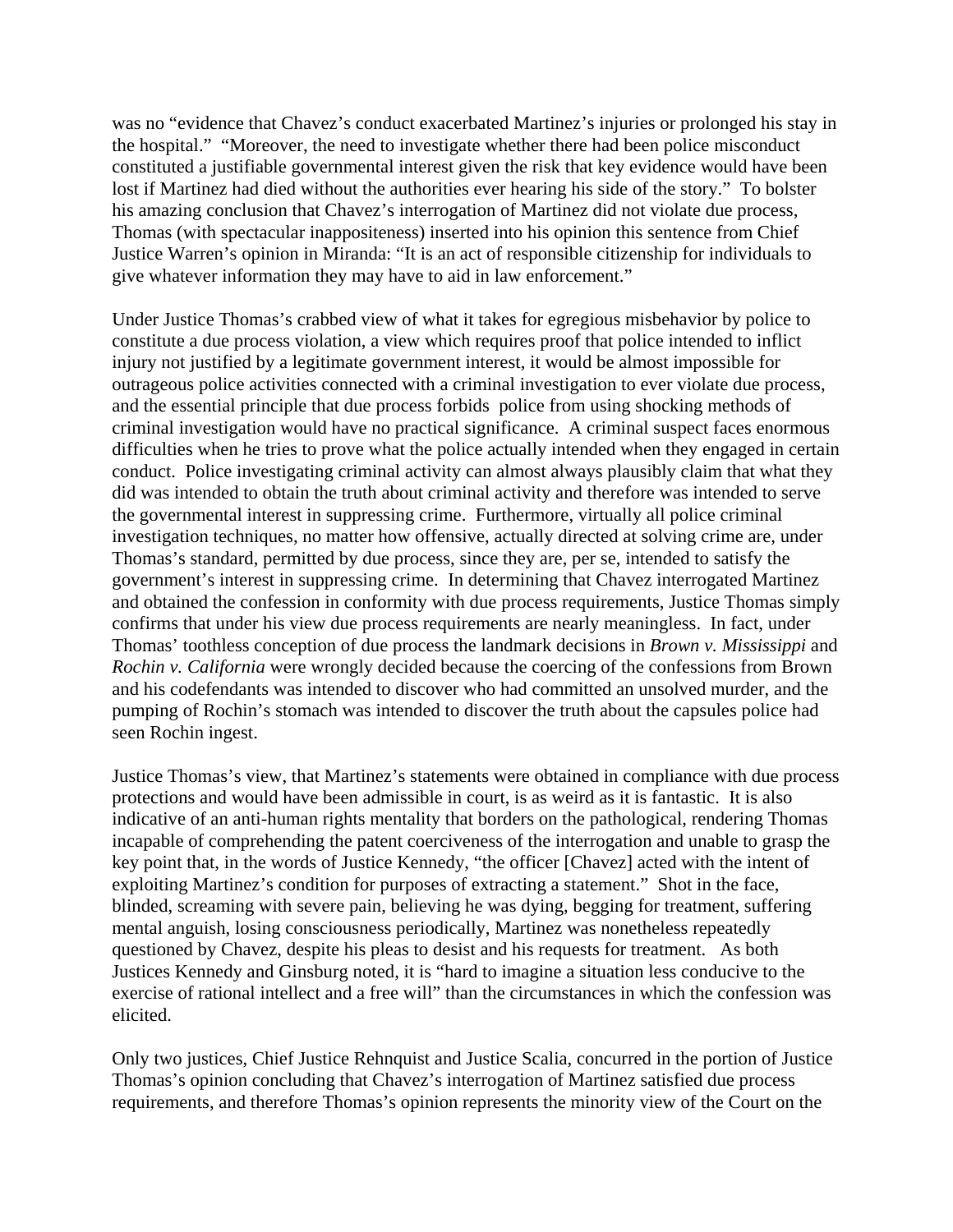was no "evidence that Chavez's conduct exacerbated Martinez's injuries or prolonged his stay in the hospital." "Moreover, the need to investigate whether there had been police misconduct constituted a justifiable governmental interest given the risk that key evidence would have been lost if Martinez had died without the authorities ever hearing his side of the story." To bolster his amazing conclusion that Chavez's interrogation of Martinez did not violate due process, Thomas (with spectacular inappositeness) inserted into his opinion this sentence from Chief Justice Warren's opinion in Miranda: "It is an act of responsible citizenship for individuals to give whatever information they may have to aid in law enforcement."

Under Justice Thomas's crabbed view of what it takes for egregious misbehavior by police to constitute a due process violation, a view which requires proof that police intended to inflict injury not justified by a legitimate government interest, it would be almost impossible for outrageous police activities connected with a criminal investigation to ever violate due process, and the essential principle that due process forbids police from using shocking methods of criminal investigation would have no practical significance. A criminal suspect faces enormous difficulties when he tries to prove what the police actually intended when they engaged in certain conduct. Police investigating criminal activity can almost always plausibly claim that what they did was intended to obtain the truth about criminal activity and therefore was intended to serve the governmental interest in suppressing crime. Furthermore, virtually all police criminal investigation techniques, no matter how offensive, actually directed at solving crime are, under Thomas's standard, permitted by due process, since they are, per se, intended to satisfy the government's interest in suppressing crime. In determining that Chavez interrogated Martinez and obtained the confession in conformity with due process requirements, Justice Thomas simply confirms that under his view due process requirements are nearly meaningless. In fact, under Thomas' toothless conception of due process the landmark decisions in *Brown v. Mississippi* and *Rochin v. California* were wrongly decided because the coercing of the confessions from Brown and his codefendants was intended to discover who had committed an unsolved murder, and the pumping of Rochin's stomach was intended to discover the truth about the capsules police had seen Rochin ingest.

Justice Thomas's view, that Martinez's statements were obtained in compliance with due process protections and would have been admissible in court, is as weird as it is fantastic. It is also indicative of an anti-human rights mentality that borders on the pathological, rendering Thomas incapable of comprehending the patent coerciveness of the interrogation and unable to grasp the key point that, in the words of Justice Kennedy, "the officer [Chavez] acted with the intent of exploiting Martinez's condition for purposes of extracting a statement." Shot in the face, blinded, screaming with severe pain, believing he was dying, begging for treatment, suffering mental anguish, losing consciousness periodically, Martinez was nonetheless repeatedly questioned by Chavez, despite his pleas to desist and his requests for treatment. As both Justices Kennedy and Ginsburg noted, it is "hard to imagine a situation less conducive to the exercise of rational intellect and a free will" than the circumstances in which the confession was elicited.

Only two justices, Chief Justice Rehnquist and Justice Scalia, concurred in the portion of Justice Thomas's opinion concluding that Chavez's interrogation of Martinez satisfied due process requirements, and therefore Thomas's opinion represents the minority view of the Court on the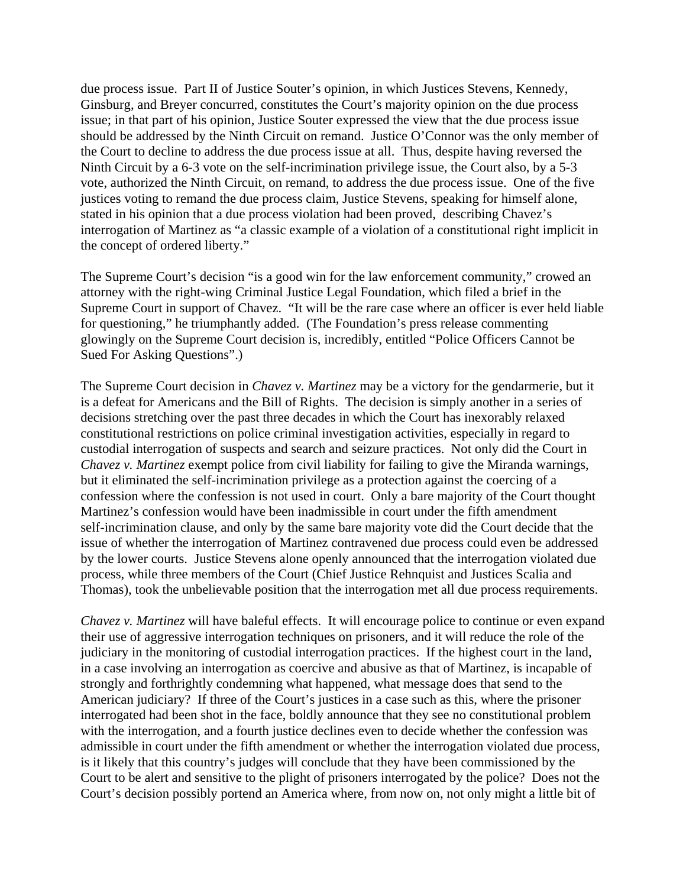due process issue. Part II of Justice Souter's opinion, in which Justices Stevens, Kennedy, Ginsburg, and Breyer concurred, constitutes the Court's majority opinion on the due process issue; in that part of his opinion, Justice Souter expressed the view that the due process issue should be addressed by the Ninth Circuit on remand. Justice O'Connor was the only member of the Court to decline to address the due process issue at all. Thus, despite having reversed the Ninth Circuit by a 6-3 vote on the self-incrimination privilege issue, the Court also, by a 5-3 vote, authorized the Ninth Circuit, on remand, to address the due process issue. One of the five justices voting to remand the due process claim, Justice Stevens, speaking for himself alone, stated in his opinion that a due process violation had been proved, describing Chavez's interrogation of Martinez as "a classic example of a violation of a constitutional right implicit in the concept of ordered liberty."

The Supreme Court's decision "is a good win for the law enforcement community," crowed an attorney with the right-wing Criminal Justice Legal Foundation, which filed a brief in the Supreme Court in support of Chavez. "It will be the rare case where an officer is ever held liable for questioning," he triumphantly added. (The Foundation's press release commenting glowingly on the Supreme Court decision is, incredibly, entitled "Police Officers Cannot be Sued For Asking Questions".)

The Supreme Court decision in *Chavez v. Martinez* may be a victory for the gendarmerie, but it is a defeat for Americans and the Bill of Rights. The decision is simply another in a series of decisions stretching over the past three decades in which the Court has inexorably relaxed constitutional restrictions on police criminal investigation activities, especially in regard to custodial interrogation of suspects and search and seizure practices. Not only did the Court in *Chavez v. Martinez* exempt police from civil liability for failing to give the Miranda warnings, but it eliminated the self-incrimination privilege as a protection against the coercing of a confession where the confession is not used in court. Only a bare majority of the Court thought Martinez's confession would have been inadmissible in court under the fifth amendment self-incrimination clause, and only by the same bare majority vote did the Court decide that the issue of whether the interrogation of Martinez contravened due process could even be addressed by the lower courts. Justice Stevens alone openly announced that the interrogation violated due process, while three members of the Court (Chief Justice Rehnquist and Justices Scalia and Thomas), took the unbelievable position that the interrogation met all due process requirements.

*Chavez v. Martinez* will have baleful effects. It will encourage police to continue or even expand their use of aggressive interrogation techniques on prisoners, and it will reduce the role of the judiciary in the monitoring of custodial interrogation practices. If the highest court in the land, in a case involving an interrogation as coercive and abusive as that of Martinez, is incapable of strongly and forthrightly condemning what happened, what message does that send to the American judiciary? If three of the Court's justices in a case such as this, where the prisoner interrogated had been shot in the face, boldly announce that they see no constitutional problem with the interrogation, and a fourth justice declines even to decide whether the confession was admissible in court under the fifth amendment or whether the interrogation violated due process, is it likely that this country's judges will conclude that they have been commissioned by the Court to be alert and sensitive to the plight of prisoners interrogated by the police? Does not the Court's decision possibly portend an America where, from now on, not only might a little bit of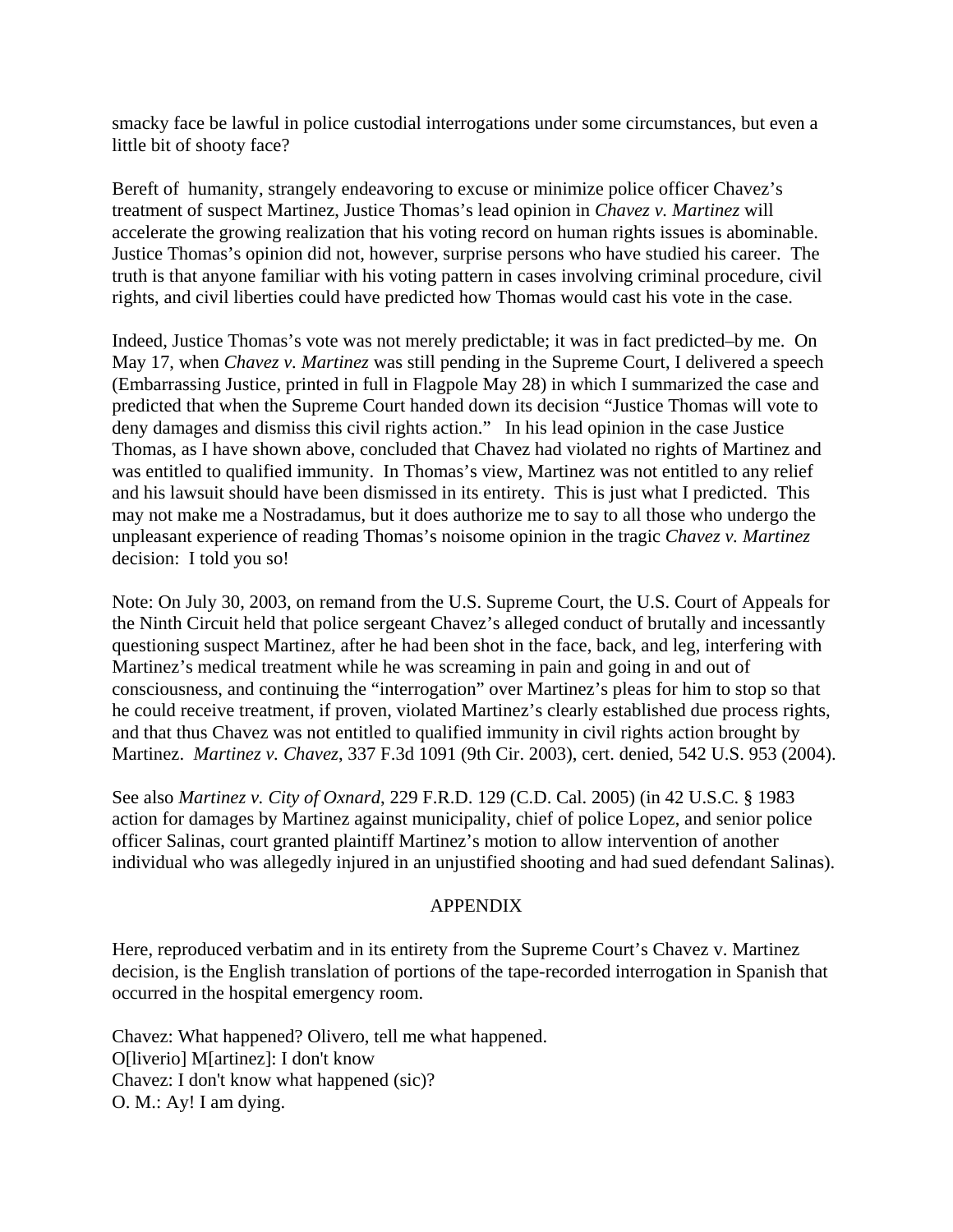smacky face be lawful in police custodial interrogations under some circumstances, but even a little bit of shooty face?

Bereft of humanity, strangely endeavoring to excuse or minimize police officer Chavez's treatment of suspect Martinez, Justice Thomas's lead opinion in *Chavez v. Martinez* will accelerate the growing realization that his voting record on human rights issues is abominable. Justice Thomas's opinion did not, however, surprise persons who have studied his career. The truth is that anyone familiar with his voting pattern in cases involving criminal procedure, civil rights, and civil liberties could have predicted how Thomas would cast his vote in the case.

Indeed, Justice Thomas's vote was not merely predictable; it was in fact predicted–by me. On May 17, when *Chavez v. Martinez* was still pending in the Supreme Court, I delivered a speech (Embarrassing Justice, printed in full in Flagpole May 28) in which I summarized the case and predicted that when the Supreme Court handed down its decision "Justice Thomas will vote to deny damages and dismiss this civil rights action." In his lead opinion in the case Justice Thomas, as I have shown above, concluded that Chavez had violated no rights of Martinez and was entitled to qualified immunity. In Thomas's view, Martinez was not entitled to any relief and his lawsuit should have been dismissed in its entirety. This is just what I predicted. This may not make me a Nostradamus, but it does authorize me to say to all those who undergo the unpleasant experience of reading Thomas's noisome opinion in the tragic *Chavez v. Martinez* decision: I told you so!

Note: On July 30, 2003, on remand from the U.S. Supreme Court, the U.S. Court of Appeals for the Ninth Circuit held that police sergeant Chavez's alleged conduct of brutally and incessantly questioning suspect Martinez, after he had been shot in the face, back, and leg, interfering with Martinez's medical treatment while he was screaming in pain and going in and out of consciousness, and continuing the "interrogation" over Martinez's pleas for him to stop so that he could receive treatment, if proven, violated Martinez's clearly established due process rights, and that thus Chavez was not entitled to qualified immunity in civil rights action brought by Martinez. *Martinez v. Chavez*, 337 F.3d 1091 (9th Cir. 2003), cert. denied, 542 U.S. 953 (2004).

See also *Martinez v. City of Oxnard*, 229 F.R.D. 129 (C.D. Cal. 2005) (in 42 U.S.C. § 1983 action for damages by Martinez against municipality, chief of police Lopez, and senior police officer Salinas, court granted plaintiff Martinez's motion to allow intervention of another individual who was allegedly injured in an unjustified shooting and had sued defendant Salinas).

## APPENDIX

Here, reproduced verbatim and in its entirety from the Supreme Court's Chavez v. Martinez decision, is the English translation of portions of the tape-recorded interrogation in Spanish that occurred in the hospital emergency room.

Chavez: What happened? Olivero, tell me what happened.
O[liverio] M[artinez]: I don't know
Chavez: I don't know what happened (sic)?
O. M.: Ay! I am dying.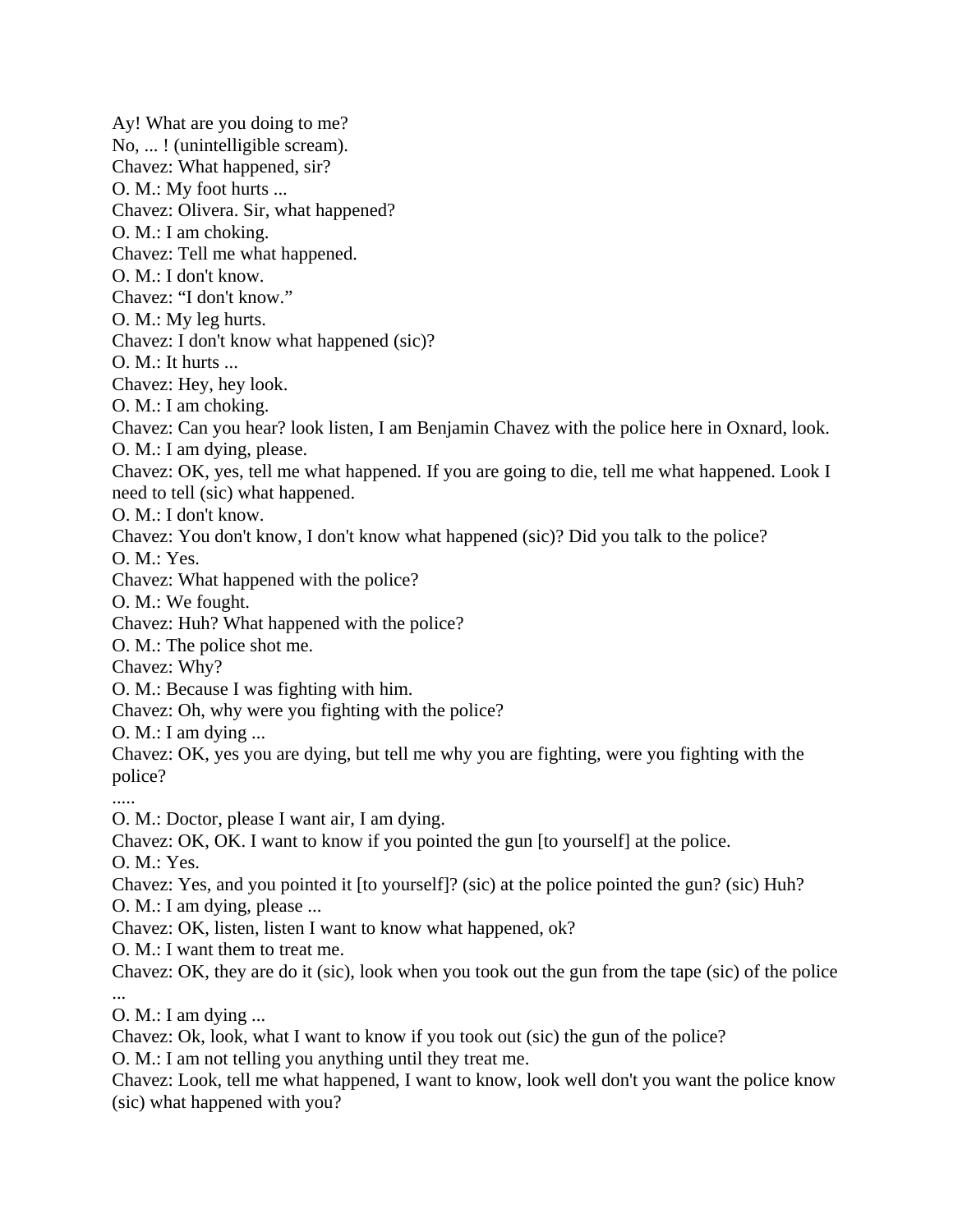Ay! What are you doing to me?
No, ... ! (unintelligible scream).
Chavez: What happened, sir?
O. M.: My foot hurts ...
Chavez: Olivera. Sir, what happened?
O. M.: I am choking.
Chavez: Tell me what happened.
O. M.: I don't know.
Chavez: "I don't know."
O. M.: My leg hurts.
Chavez: I don't know what happened (sic)?
O. M.: It hurts ...
Chavez: Hey, hey look.
O. M.: I am choking.
Chavez: Can you hear? look listen, I am Benjamin Chavez with the police here in Oxnard, look.
O. M.: I am dying, please.
Chavez: OK, yes, tell me what happened. If you are going to die, tell me what happened. Look I need to tell (sic) what happened.
O. M.: I don't know.
Chavez: You don't know, I don't know what happened (sic)? Did you talk to the police?
O. M.: Yes.
Chavez: What happened with the police?
O. M.: We fought.
Chavez: Huh? What happened with the police?
O. M.: The police shot me.
Chavez: Why?
O. M.: Because I was fighting with him.
Chavez: Oh, why were you fighting with the police?
O. M.: I am dying ...
Chavez: OK, yes you are dying, but tell me why you are fighting, were you fighting with the police?
.....
O. M.: Doctor, please I want air, I am dying.
Chavez: OK, OK. I want to know if you pointed the gun [to yourself] at the police.
O. M.: Yes.
Chavez: Yes, and you pointed it [to yourself]? (sic) at the police pointed the gun? (sic) Huh?
O. M.: I am dying, please ...
Chavez: OK, listen, listen I want to know what happened, ok?
O. M.: I want them to treat me.
Chavez: OK, they are do it (sic), look when you took out the gun from the tape (sic) of the police ...
O. M.: I am dying ...
Chavez: Ok, look, what I want to know if you took out (sic) the gun of the police?
O. M.: I am not telling you anything until they treat me.
Chavez: Look, tell me what happened, I want to know, look well don't you want the police know (sic) what happened with you?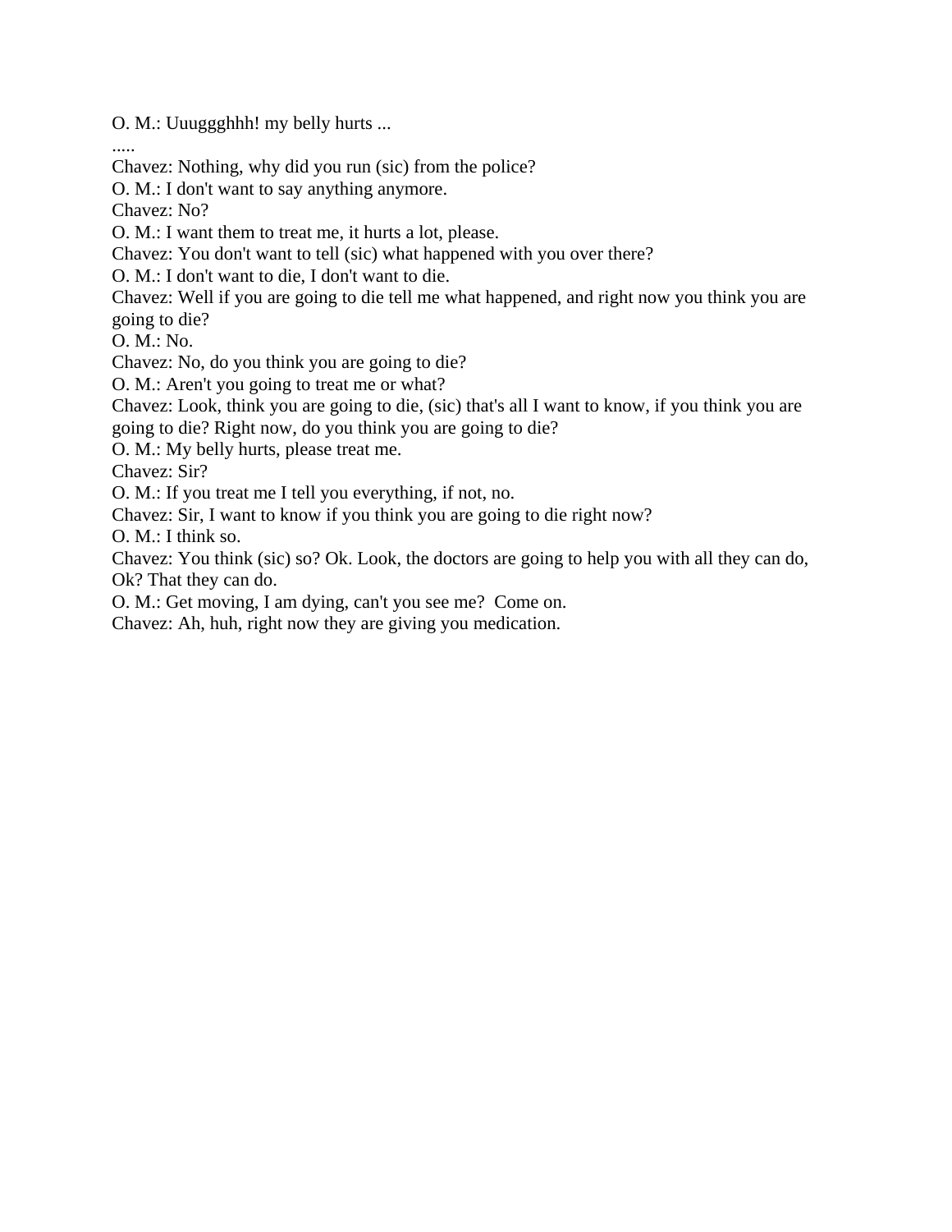O. M.: Uuuggghhh! my belly hurts ...

.....

Chavez: Nothing, why did you run (sic) from the police?

O. M.: I don't want to say anything anymore.

Chavez: No?

O. M.: I want them to treat me, it hurts a lot, please.

Chavez: You don't want to tell (sic) what happened with you over there?

O. M.: I don't want to die, I don't want to die.

Chavez: Well if you are going to die tell me what happened, and right now you think you are going to die?

O. M.: No.

Chavez: No, do you think you are going to die?

O. M.: Aren't you going to treat me or what?

Chavez: Look, think you are going to die, (sic) that's all I want to know, if you think you are going to die? Right now, do you think you are going to die?

O. M.: My belly hurts, please treat me.

Chavez: Sir?

O. M.: If you treat me I tell you everything, if not, no.

Chavez: Sir, I want to know if you think you are going to die right now?

O. M.: I think so.

Chavez: You think (sic) so? Ok. Look, the doctors are going to help you with all they can do, Ok? That they can do.

O. M.: Get moving, I am dying, can't you see me? Come on.

Chavez: Ah, huh, right now they are giving you medication.